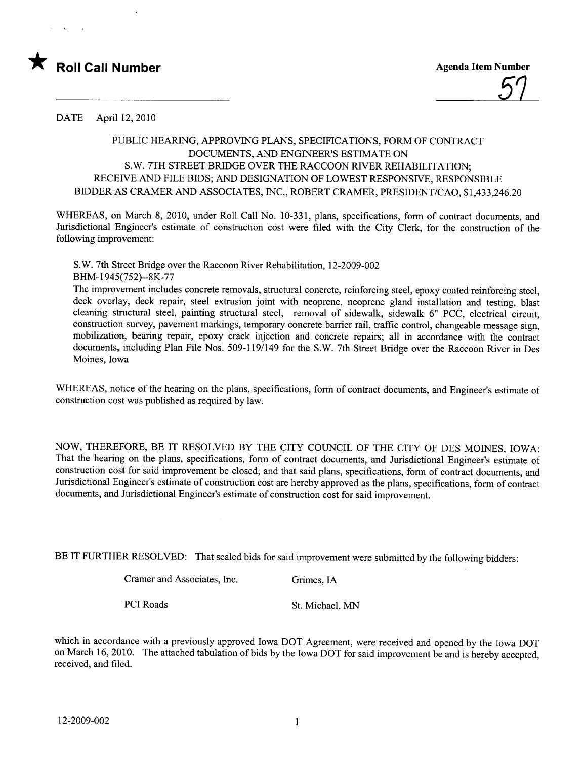★ **Roll Call Number**

**Agenda Item Number**

57

DATE April 12, 2010

PUBLIC HEARING, APPROVING PLANS, SPECIFICATIONS, FORM OF CONTRACT DOCUMENTS, AND ENGINEER'S ESTIMATE ON S.W. 7TH STREET BRIDGE OVER THE RACCOON RIVER REHABILITATION; RECEIVE AND FILE BIDS; AND DESIGNATION OF LOWEST RESPONSIVE, RESPONSIBLE BIDDER AS CRAMER AND ASSOCIATES, INC., ROBERT CRAMER, PRESIDENT/CAO, $1,433,246.20

WHEREAS, on March 8, 2010, under Roll Call No. 10-331, plans, specifications, form of contract documents, and Jurisdictional Engineer's estimate of construction cost were filed with the City Clerk, for the construction of the following improvement:

S.W. 7th Street Bridge over the Raccoon River Rehabilitation, 12-2009-002
BHM-1945(752)--8K-77
The improvement includes concrete removals, structural concrete, reinforcing steel, epoxy coated reinforcing steel, deck overlay, deck repair, steel extrusion joint with neoprene, neoprene gland installation and testing, blast cleaning structural steel, painting structural steel, removal of sidewalk, sidewalk 6" PCC, electrical circuit, construction survey, pavement markings, temporary concrete barrier rail, traffic control, changeable message sign, mobilization, bearing repair, epoxy crack injection and concrete repairs; all in accordance with the contract documents, including Plan File Nos. 509-119/149 for the S.W. 7th Street Bridge over the Raccoon River in Des Moines, Iowa

WHEREAS, notice of the hearing on the plans, specifications, form of contract documents, and Engineer's estimate of construction cost was published as required by law.

NOW, THEREFORE, BE IT RESOLVED BY THE CITY COUNCIL OF THE CITY OF DES MOINES, IOWA: That the hearing on the plans, specifications, form of contract documents, and Jurisdictional Engineer's estimate of construction cost for said improvement be closed; and that said plans, specifications, form of contract documents, and Jurisdictional Engineer's estimate of construction cost are hereby approved as the plans, specifications, form of contract documents, and Jurisdictional Engineer's estimate of construction cost for said improvement.

BE IT FURTHER RESOLVED: That sealed bids for said improvement were submitted by the following bidders:

| | |
|---|---|
| Cramer and Associates, Inc. | Grimes, IA |
| PCI Roads | St. Michael, MN |

which in accordance with a previously approved Iowa DOT Agreement, were received and opened by the Iowa DOT on March 16, 2010. The attached tabulation of bids by the Iowa DOT for said improvement be and is hereby accepted, received, and filed.

12-2009-002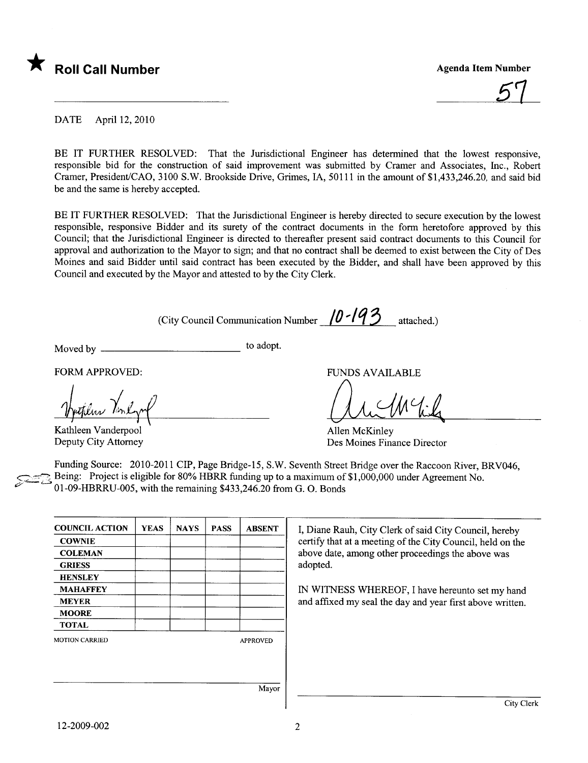★ **Roll Call Number**

**Agenda Item Number**

57

DATE April 12, 2010

BE IT FURTHER RESOLVED: That the Jurisdictional Engineer has determined that the lowest responsive, responsible bid for the construction of said improvement was submitted by Cramer and Associates, Inc., Robert Cramer, President/CAO, 3100 S.W. Brookside Drive, Grimes, IA, 50111 in the amount of $1,433,246.20, and said bid be and the same is hereby accepted.

BE IT FURTHER RESOLVED: That the Jurisdictional Engineer is hereby directed to secure execution by the lowest responsible, responsive Bidder and its surety of the contract documents in the form heretofore approved by this Council; that the Jurisdictional Engineer is directed to thereafter present said contract documents to this Council for approval and authorization to the Mayor to sign; and that no contract shall be deemed to exist between the City of Des Moines and said Bidder until said contract has been executed by the Bidder, and shall have been approved by this Council and executed by the Mayor and attested to by the City Clerk.

(City Council Communication Number 10-193 attached.)

Moved by ________________________ to adopt.

FORM APPROVED:

Kathleen Vanderpool
Deputy City Attorney

FUNDS AVAILABLE

Allen McKinley
Des Moines Finance Director

Funding Source: 2010-2011 CIP, Page Bridge-15, S.W. Seventh Street Bridge over the Raccoon River, BRV046, Being: Project is eligible for 80% HBRR funding up to a maximum of $1,000,000 under Agreement No. 01-09-HBRRU-005, with the remaining $433,246.20 from G. O. Bonds

| COUNCIL ACTION | YEAS | NAYS | PASS | ABSENT |
|---|---|---|---|---|
| COWNIE | | | | |
| COLEMAN | | | | |
| GRIESS | | | | |
| HENSLEY | | | | |
| MAHAFFEY | | | | |
| MEYER | | | | |
| MOORE | | | | |
| TOTAL | | | | |

MOTION CARRIED APPROVED

Mayor

I, Diane Rauh, City Clerk of said City Council, hereby certify that at a meeting of the City Council, held on the above date, among other proceedings the above was adopted.

IN WITNESS WHEREOF, I have hereunto set my hand and affixed my seal the day and year first above written.

City Clerk

12-2009-002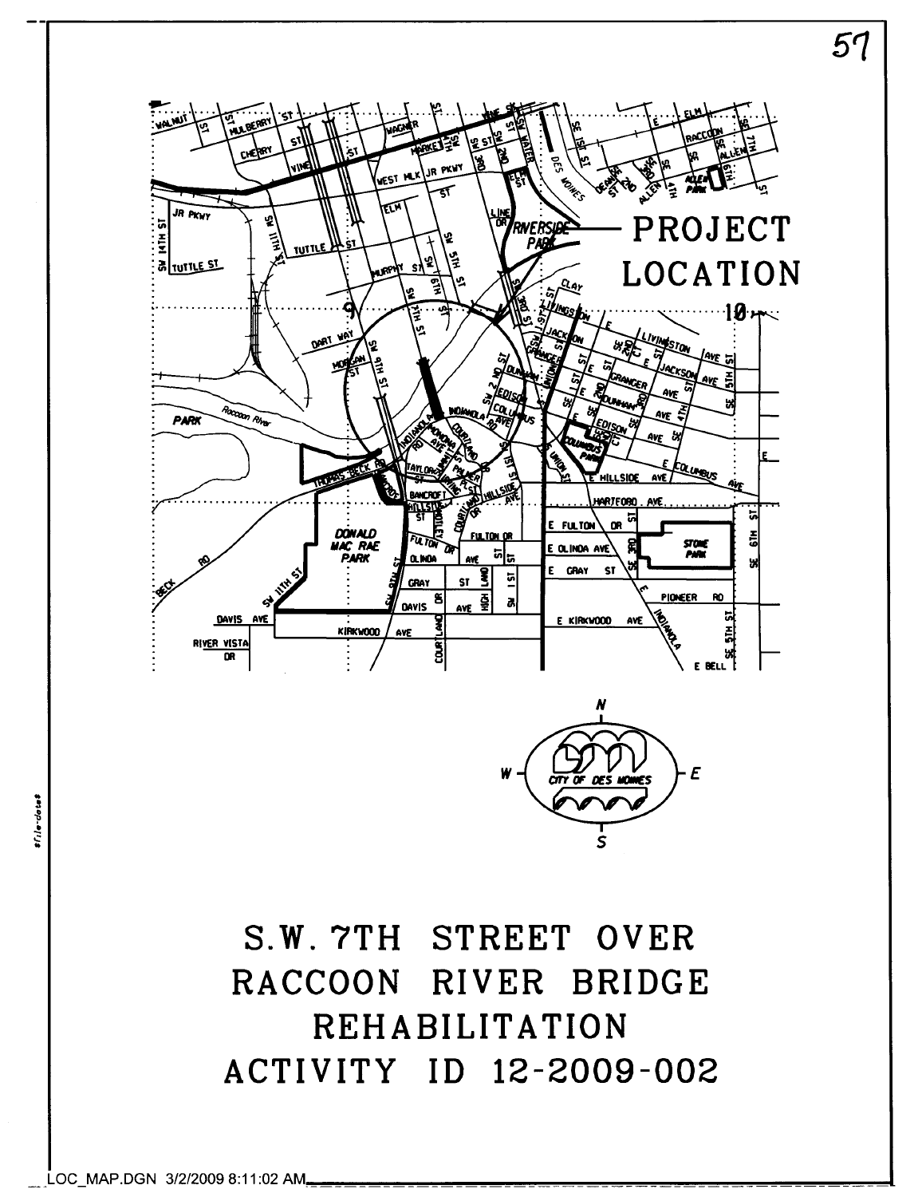PROJECT LOCATION

# S.W. 7TH STREET OVER RACCOON RIVER BRIDGE REHABILITATION ACTIVITY ID 12-2009-002

LOC_MAP.DGN 3/2/2009 8:11:02 AM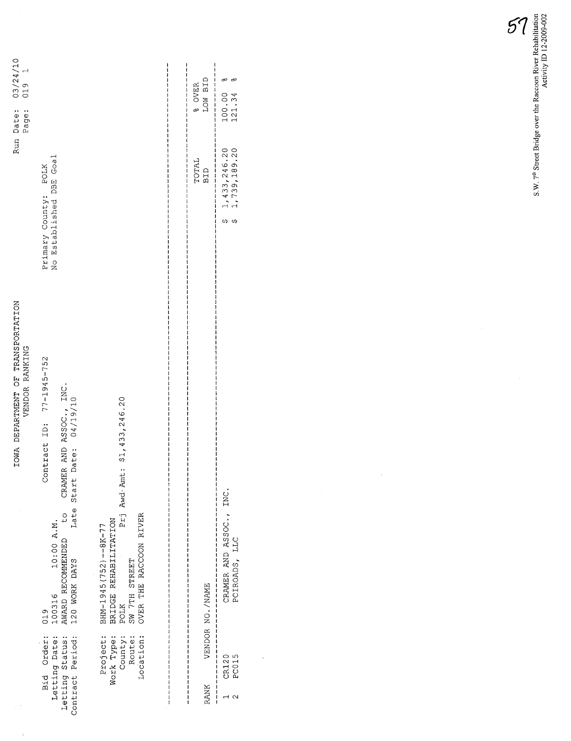# IOWA DEPARTMENT OF TRANSPORTATION
## VENDOR RANKING

Run Date: 03/24/10
Page: 019 1

Bid Order: 019
Letting Date: 100316 10:00 A.M.
Letting Status: AWARD RECOMMENDED to CRAMER AND ASSOC., INC.
Contract Period: 120 WORK DAYS Late Start Date: 04/19/10

Contract ID: 77-1945-752
Primary County: POLK
No Established DBE Goal

Project: BHM-1945(752)--8K-77
Work Type: BRIDGE REHABILITATION
County: POLK Prj Awd Amt: $1,433,246.20
Route: SW 7TH STREET
Location: OVER THE RACCOON RIVER

| RANK | VENDOR NO./NAME | | TOTAL BID | % OVER LOW BID |
|---|---|---|---|---|
| 1 | CR120 | CRAMER AND ASSOC., INC. | $ 1,433,246.20 | 100.00 % |
| 2 | PC015 | PCIROADS, LLC | $ 1,739,189.20 | 121.34 % |

57

S.W. 7th Street Bridge over the Raccoon River Rehabilitation
Activity ID 12-2009-002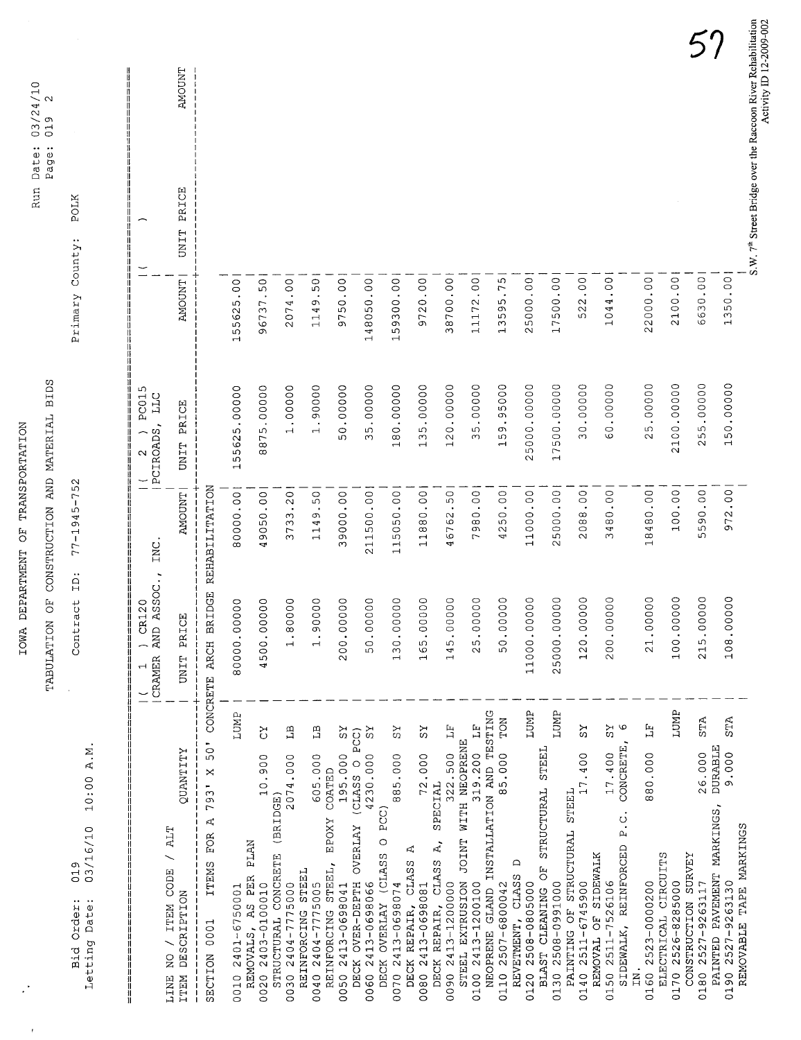IOWA DEPARTMENT OF TRANSPORTATION

TABULATION OF CONSTRUCTION AND MATERIAL BIDS

Run Date: 03/24/10
Page: 019 2

Bid Order: 019
Letting Date: 03/16/10 10:00 A.M.

Contract ID: 77-1945-752

Primary County: POLK

| LINE NO / ITEM CODE / ALT ITEM DESCRIPTION | QUANTITY | ( 1 ) CR120 CRAMER AND ASSOC., INC. UNIT PRICE | AMOUNT | ( 2 ) PC015 PCIROADS, LLC UNIT PRICE | AMOUNT | ( ) UNIT PRICE | AMOUNT |
|---|---|---|---|---|---|---|---|
| SECTION 0001 ITEMS FOR A 793' X 50' CONCRETE ARCH BRIDGE REHABILITATION | | | | | | | |
| 0010 2401-6750001 REMOVALS, AS PER PLAN | LUMP | 80000.00000 | 80000.00 | 155625.00000 | 155625.00 | | |
| 0020 2403-0100010 STRUCTURAL CONCRETE (BRIDGE) | 10.900 CY | 4500.00000 | 49050.00 | 8875.00000 | 96737.50 | | |
| 0030 2404-7775000 REINFORCING STEEL | 2074.000 LB | 1.80000 | 3733.20 | 1.00000 | 2074.00 | | |
| 0040 2404-7775005 REINFORCING STEEL, EPOXY COATED | 605.000 LB | 1.90000 | 1149.50 | 1.90000 | 1149.50 | | |
| 0050 2413-0698041 DECK OVER-DEPTH OVERLAY (CLASS O PCC) | 195.000 SY | 200.00000 | 39000.00 | 50.00000 | 9750.00 | | |
| 0060 2413-0698066 DECK OVERLAY (CLASS O PCC) | 4230.000 SY | 50.00000 | 211500.00 | 35.00000 | 148050.00 | | |
| 0070 2413-0698074 DECK REPAIR, CLASS A | 885.000 SY | 130.00000 | 115050.00 | 180.00000 | 159300.00 | | |
| 0080 2413-0698081 DECK REPAIR, CLASS A, SPECIAL | 72.000 SY | 165.00000 | 11880.00 | 135.00000 | 9720.00 | | |
| 0090 2413-1200000 STEEL EXTRUSION JOINT WITH NEOPRENE | 322.500 LF | 145.00000 | 46762.50 | 120.00000 | 38700.00 | | |
| 0100 2413-1200100 NEOPRENE GLAND INSTALLATION AND TESTING | 319.200 LF | 25.00000 | 7980.00 | 35.00000 | 11172.00 | | |
| 0110 2507-6800042 REVETMENT, CLASS D | 85.000 TON | 50.00000 | 4250.00 | 159.95000 | 13595.75 | | |
| 0120 2508-0805000 BLAST CLEANING OF STRUCTURAL STEEL | LUMP | 11000.00000 | 11000.00 | 25000.00000 | 25000.00 | | |
| 0130 2508-0991000 PAINTING OF STRUCTURAL STEEL | LUMP | 25000.00000 | 25000.00 | 17500.00000 | 17500.00 | | |
| 0140 2511-6745900 REMOVAL OF SIDEWALK | 17.400 SY | 120.00000 | 2088.00 | 30.00000 | 522.00 | | |
| 0150 2511-7526106 SIDEWALK, REINFORCED P.C. CONCRETE, 6 IN. | 17.400 SY | 200.00000 | 3480.00 | 60.00000 | 1044.00 | | |
| 0160 2523-0000200 ELECTRICAL CIRCUITS | 880.000 LF | 21.00000 | 18480.00 | 25.00000 | 22000.00 | | |
| 0170 2526-8285000 CONSTRUCTION SURVEY | LUMP | 100.00000 | 100.00 | 2100.00000 | 2100.00 | | |
| 0180 2527-9263117 PAINTED PAVEMENT MARKINGS, DURABLE | 26.000 STA | 215.00000 | 5590.00 | 255.00000 | 6630.00 | | |
| 0190 2527-9263130 REMOVABLE TAPE MARKINGS | 9.000 STA | 108.00000 | 972.00 | 150.00000 | 1350.00 | | |

S.W. 7th Street Bridge over the Raccoon River Rehabilitation
Activity ID 12-2009-002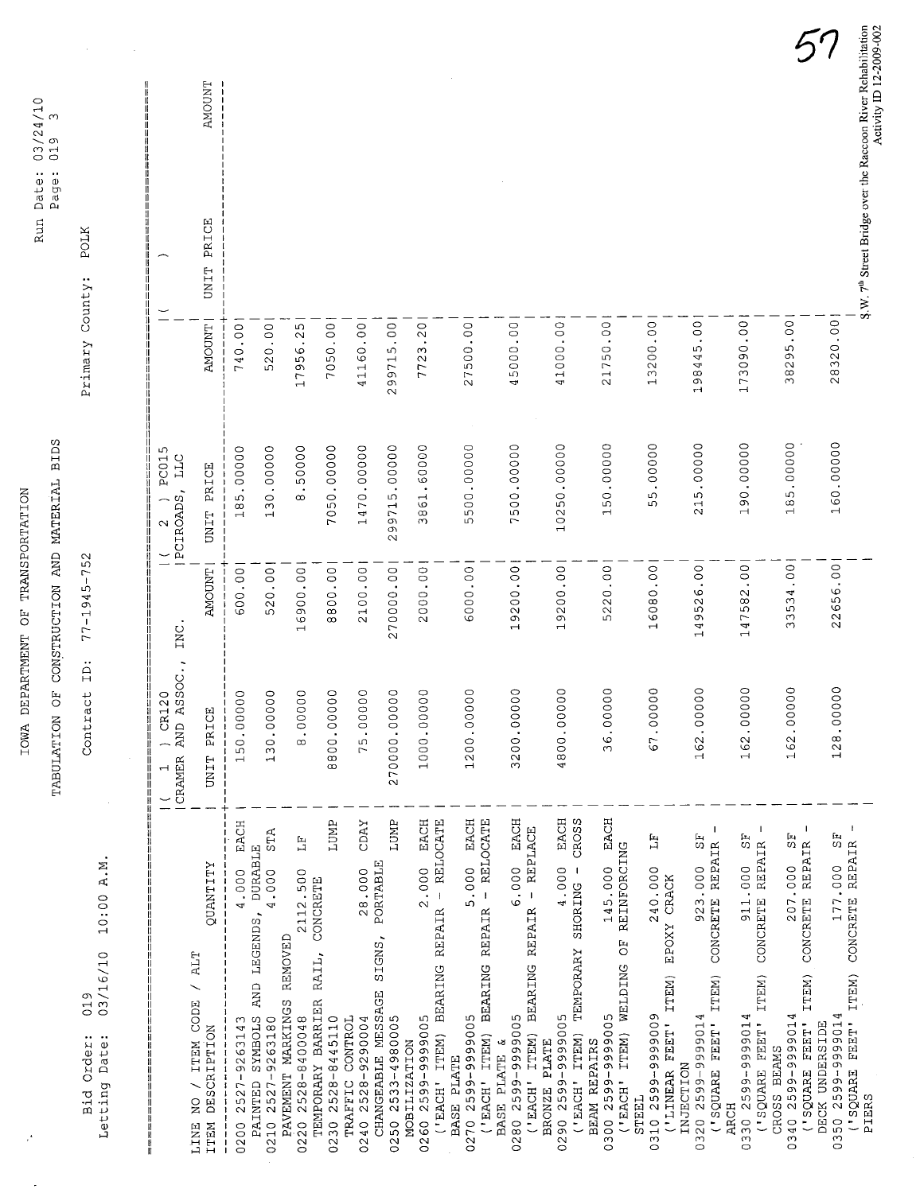IOWA DEPARTMENT OF TRANSPORTATION

TABULATION OF CONSTRUCTION AND MATERIAL BIDS

Bid Order: 019
Letting Date: 03/16/10 10:00 A.M.

Contract ID: 77-1945-752

Primary County: POLK

Run Date: 03/24/10
Page: 019 3

| LINE NO / ITEM CODE / ALT ITEM DESCRIPTION | QUANTITY | ( 1 ) CR120 CRAMER AND ASSOC., INC. UNIT PRICE | AMOUNT | ( 2 ) PC015 PCIROADS, LLC UNIT PRICE | AMOUNT | ( ) UNIT PRICE | AMOUNT |
|---|---|---|---|---|---|---|---|
| 0200 2527-9263143 PAINTED SYMBOLS AND LEGENDS, DURABLE | 4.000 EACH | 150.00000 | 600.00 | 185.00000 | 740.00 | | |
| 0210 2527-9263180 PAVEMENT MARKINGS REMOVED | 4.000 STA | 130.00000 | 520.00 | 130.00000 | 520.00 | | |
| 0220 2528-8400048 TEMPORARY BARRIER RAIL, CONCRETE | 2112.500 LF | 8.00000 | 16900.00 | 8.50000 | 17956.25 | | |
| 0230 2528-8445110 TRAFFIC CONTROL | LUMP | 8800.00000 | 8800.00 | 7050.00000 | 7050.00 | | |
| 0240 2528-9290004 CHANGEABLE MESSAGE SIGNS, PORTABLE | 28.000 CDAY | 75.00000 | 2100.00 | 1470.00000 | 41160.00 | | |
| 0250 2533-4980005 MOBILIZATION | LUMP | 270000.00000 | 270000.00 | 299715.00000 | 299715.00 | | |
| 0260 2599-9999005 ('EACH' ITEM) BEARING REPAIR - RELOCATE BASE PLATE | 2.000 EACH | 1000.00000 | 2000.00 | 3861.60000 | 7723.20 | | |
| 0270 2599-9999005 ('EACH' ITEM) BEARING REPAIR - RELOCATE BASE PLATE & | 5.000 EACH | 1200.00000 | 6000.00 | 5500.00000 | 27500.00 | | |
| 0280 2599-9999005 ('EACH' ITEM) BEARING REPAIR - REPLACE BRONZE PLATE | 6.000 EACH | 3200.00000 | 19200.00 | 7500.00000 | 45000.00 | | |
| 0290 2599-9999005 ('EACH' ITEM) TEMPORARY SHORING - CROSS BEAM REPAIRS | 4.000 EACH | 4800.00000 | 19200.00 | 10250.00000 | 41000.00 | | |
| 0300 2599-9999005 ('EACH' ITEM) WELDING OF REINFORCING STEEL | 145.000 EACH | 36.00000 | 5220.00 | 150.00000 | 21750.00 | | |
| 0310 2599-9999009 ('LINEAR FEET' ITEM) EPOXY CRACK INJECTION | 240.000 LF | 67.00000 | 16080.00 | 55.00000 | 13200.00 | | |
| 0320 2599-9999014 ('SQUARE FEET' ITEM) CONCRETE REPAIR - ARCH | 923.000 SF | 162.00000 | 149526.00 | 215.00000 | 198445.00 | | |
| 0330 2599-9999014 ('SQUARE FEET' ITEM) CONCRETE REPAIR - CROSS BEAMS | 911.000 SF | 162.00000 | 147582.00 | 190.00000 | 173090.00 | | |
| 0340 2599-9999014 ('SQUARE FEET' ITEM) CONCRETE REPAIR - DECK UNDERSIDE | 207.000 SF | 162.00000 | 33534.00 | 185.00000 | 38295.00 | | |
| 0350 2599-9999014 ('SQUARE FEET' ITEM) CONCRETE REPAIR - PIERS | 177.000 SF | 128.00000 | 22656.00 | 160.00000 | 28320.00 | | |

S.W. 7th Street Bridge over the Raccoon River Rehabilitation
Activity ID 12-2009-002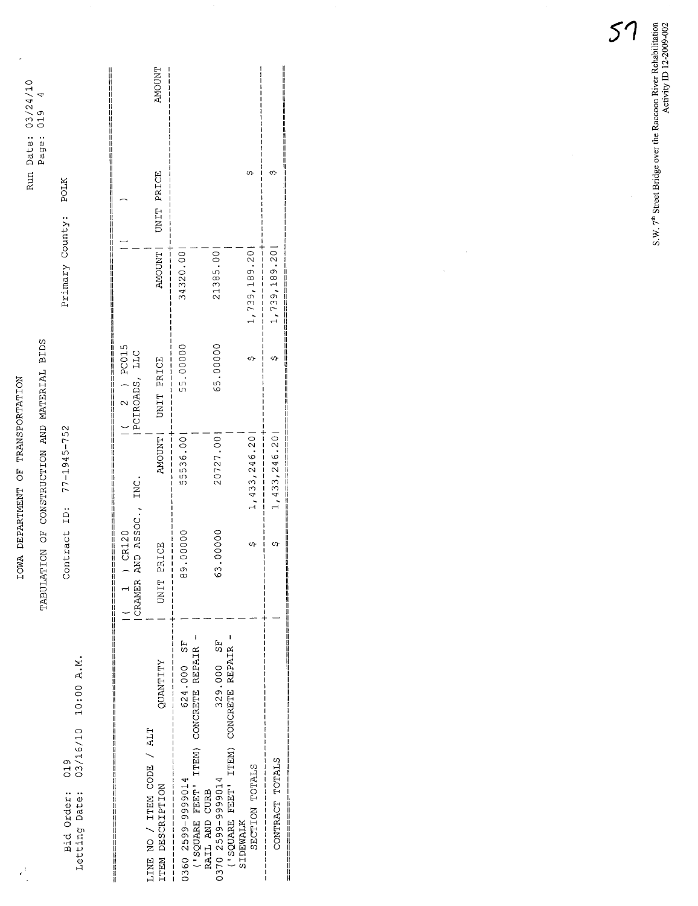IOWA DEPARTMENT OF TRANSPORTATION

TABULATION OF CONSTRUCTION AND MATERIAL BIDS

Bid Order: 019
Letting Date: 03/16/10 10:00 A.M.

Contract ID: 77-1945-752

Primary County: POLK

Run Date: 03/24/10
Page: 019 4

| LINE NO / ITEM CODE / ALT ITEM DESCRIPTION | QUANTITY | ( 1 ) CR120 CRAMER AND ASSOC., INC. UNIT PRICE | AMOUNT | ( 2 ) PC015 PCIROADS, LLC UNIT PRICE | AMOUNT | ( ) UNIT PRICE | AMOUNT |
|---|---|---|---|---|---|---|---|
| 0360 2599-9999014 ('SQUARE FEET' ITEM) CONCRETE REPAIR - RAIL AND CURB | 624.000 SF | 89.00000 | 55536.00 | 55.00000 | 34320.00 | | |
| 0370 2599-9999014 ('SQUARE FEET' ITEM) CONCRETE REPAIR - SIDEWALK | 329.000 SF | 63.00000 | 20727.00 | 65.00000 | 21385.00 | | |
| SECTION TOTALS | | $ | 1,433,246.20 | $ | 1,739,189.20 | $ | |
| CONTRACT TOTALS | | $ | 1,433,246.20 | $ | 1,739,189.20 | $ | |

57

S.W. 7th Street Bridge over the Raccoon River Rehabilitation
Activity ID 12-2009-002